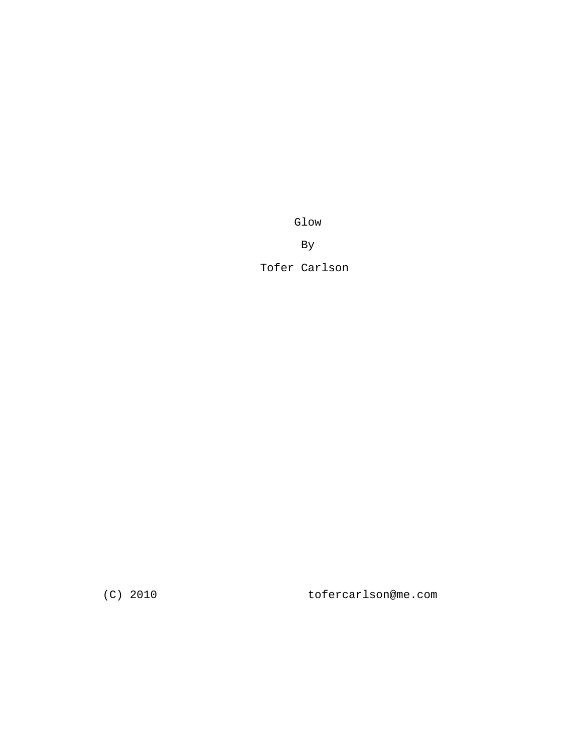# Glow

By

Tofer Carlson

(C) 2010

tofercarlson@me.com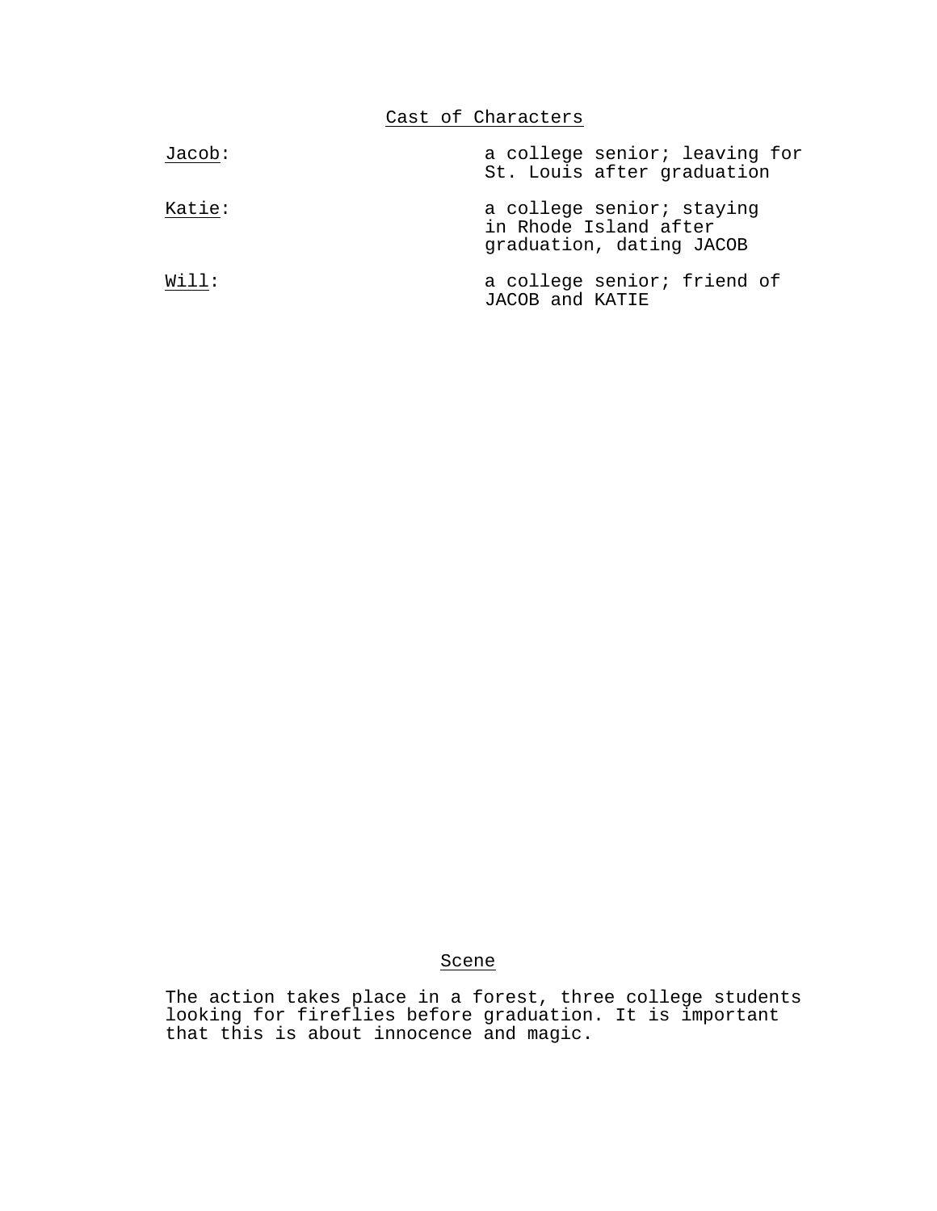## Cast of Characters

Jacob: a college senior; leaving for St. Louis after graduation

Katie: a college senior; staying in Rhode Island after graduation, dating JACOB

Will: a college senior; friend of JACOB and KATIE

## Scene

The action takes place in a forest, three college students looking for fireflies before graduation. It is important that this is about innocence and magic.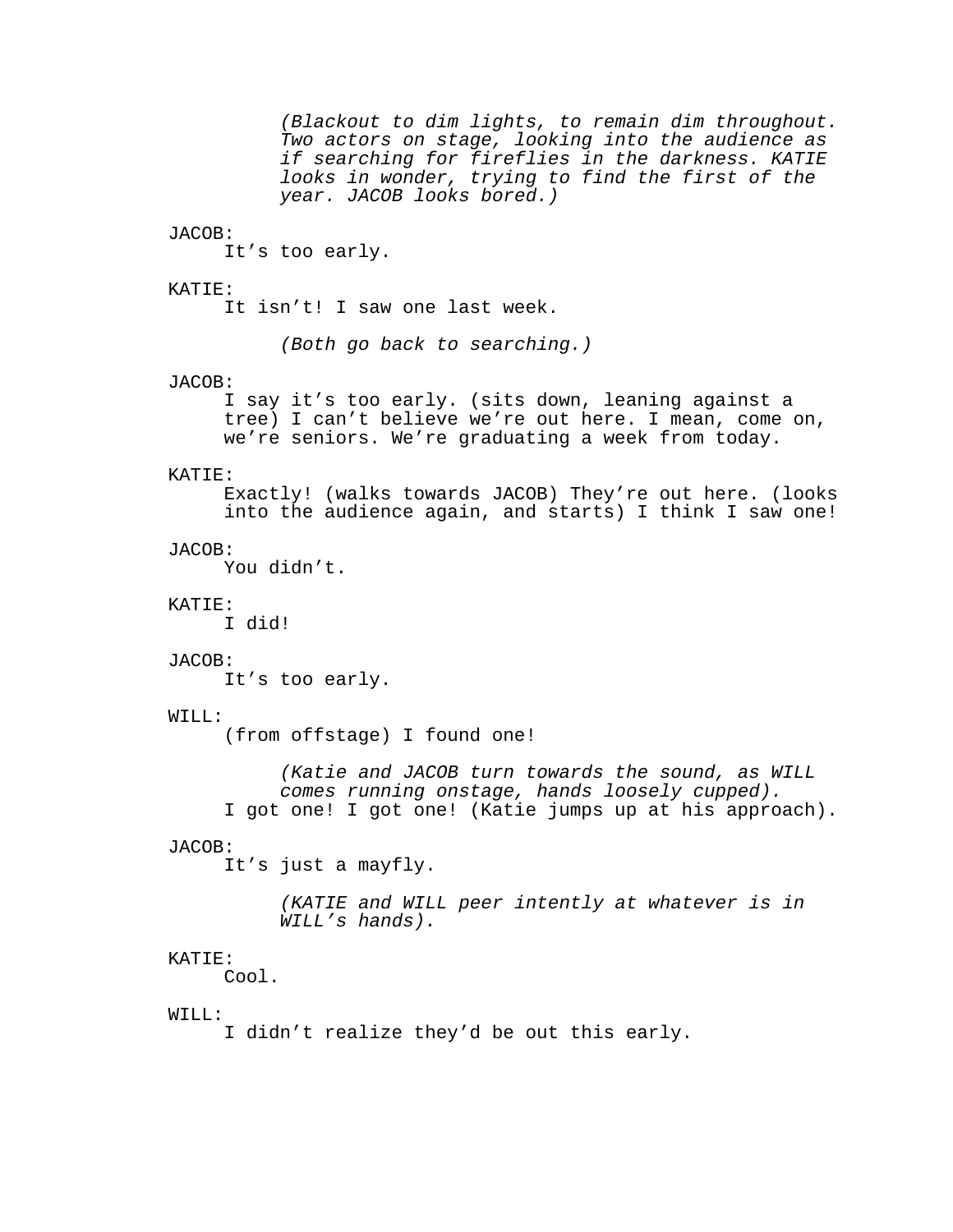*(Blackout to dim lights, to remain dim throughout. Two actors on stage, looking into the audience as if searching for fireflies in the darkness. KATIE looks in wonder, trying to find the first of the year. JACOB looks bored.)*

JACOB:
It's too early.

KATIE:
It isn't! I saw one last week.

*(Both go back to searching.)*

JACOB:
I say it's too early. (sits down, leaning against a tree) I can't believe we're out here. I mean, come on, we're seniors. We're graduating a week from today.

KATIE:
Exactly! (walks towards JACOB) They're out here. (looks into the audience again, and starts) I think I saw one!

JACOB:
You didn't.

KATIE:
I did!

JACOB:
It's too early.

WILL:
(from offstage) I found one!

*(Katie and JACOB turn towards the sound, as WILL comes running onstage, hands loosely cupped).*

I got one! I got one! (Katie jumps up at his approach).

JACOB:
It's just a mayfly.

*(KATIE and WILL peer intently at whatever is in WILL's hands).*

KATIE:
Cool.

WILL:
I didn't realize they'd be out this early.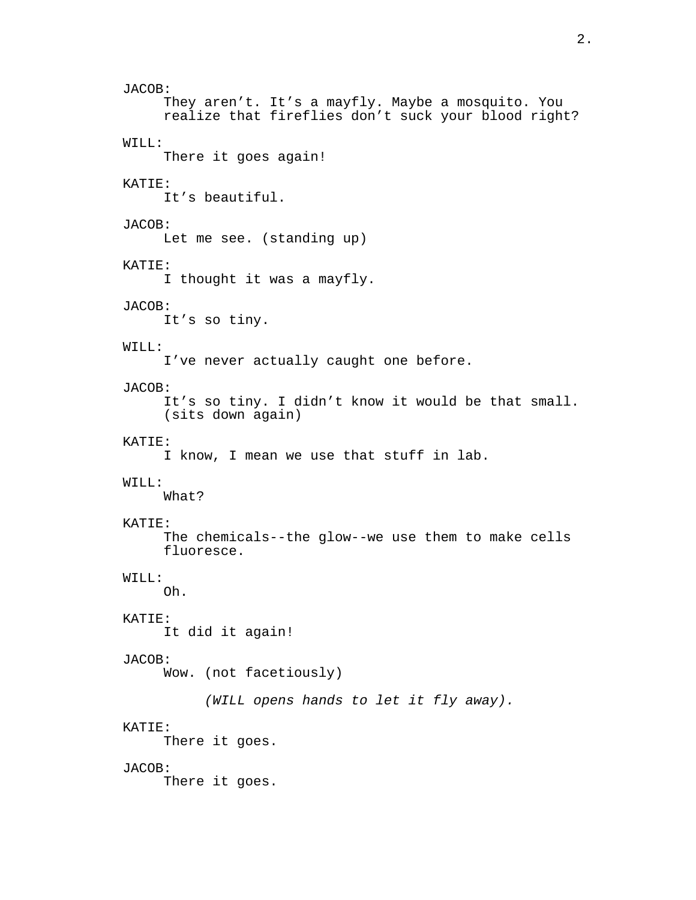JACOB:
They aren't. It's a mayfly. Maybe a mosquito. You realize that fireflies don't suck your blood right?

WILL:
There it goes again!

KATIE:
It's beautiful.

JACOB:
Let me see. (standing up)

KATIE:
I thought it was a mayfly.

JACOB:
It's so tiny.

WILL:
I've never actually caught one before.

JACOB:
It's so tiny. I didn't know it would be that small. (sits down again)

KATIE:
I know, I mean we use that stuff in lab.

WILL:
What?

KATIE:
The chemicals--the glow--we use them to make cells fluoresce.

WILL:
Oh.

KATIE:
It did it again!

JACOB:
Wow. (not facetiously)

*(WILL opens hands to let it fly away).*

KATIE:
There it goes.

JACOB:
There it goes.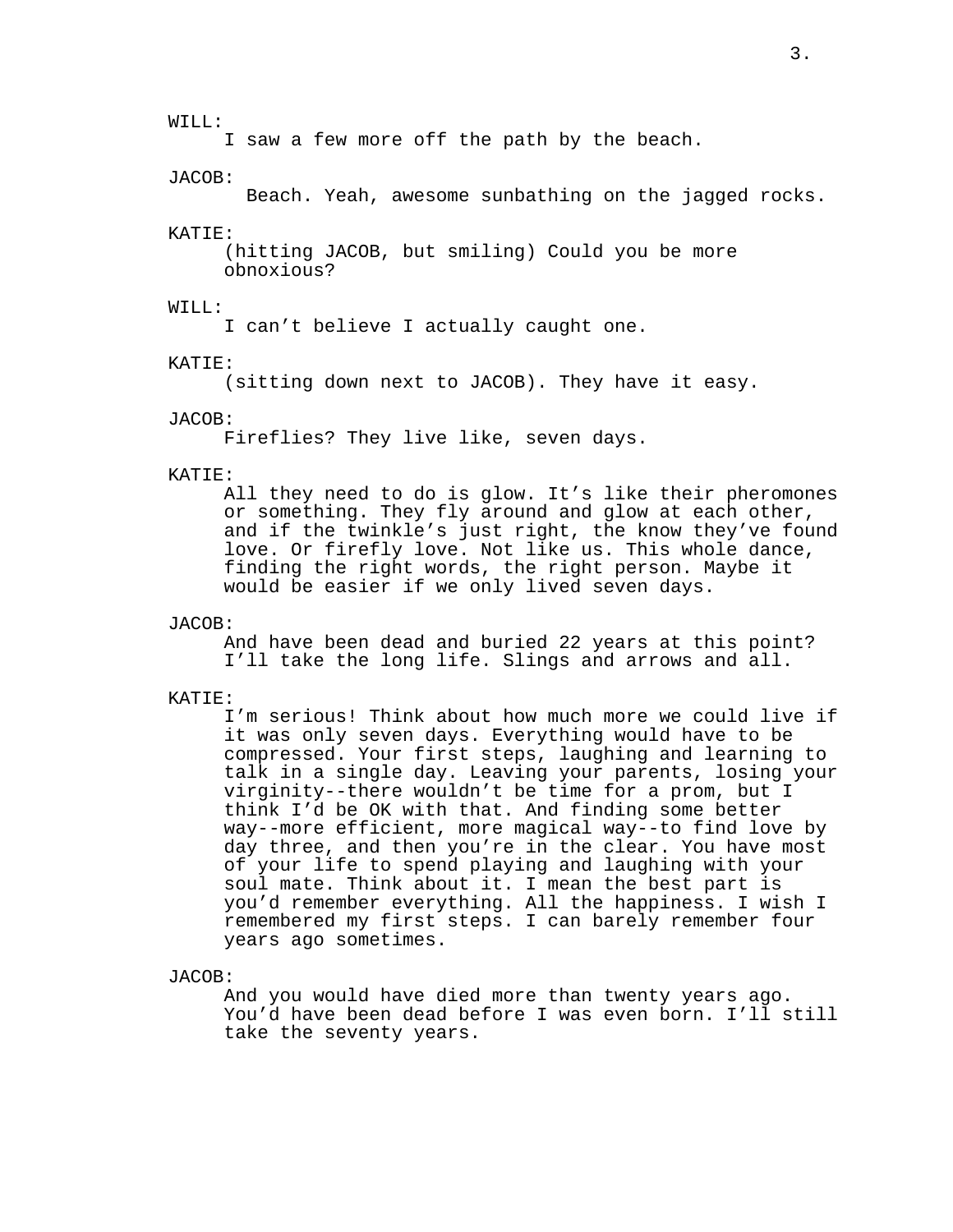WILL:
I saw a few more off the path by the beach.

JACOB:
Beach. Yeah, awesome sunbathing on the jagged rocks.

KATIE:
(hitting JACOB, but smiling) Could you be more obnoxious?

WILL:
I can't believe I actually caught one.

KATIE:
(sitting down next to JACOB). They have it easy.

JACOB:
Fireflies? They live like, seven days.

KATIE:
All they need to do is glow. It's like their pheromones or something. They fly around and glow at each other, and if the twinkle's just right, the know they've found love. Or firefly love. Not like us. This whole dance, finding the right words, the right person. Maybe it would be easier if we only lived seven days.

JACOB:
And have been dead and buried 22 years at this point? I'll take the long life. Slings and arrows and all.

KATIE:
I'm serious! Think about how much more we could live if it was only seven days. Everything would have to be compressed. Your first steps, laughing and learning to talk in a single day. Leaving your parents, losing your virginity--there wouldn't be time for a prom, but I think I'd be OK with that. And finding some better way--more efficient, more magical way--to find love by day three, and then you're in the clear. You have most of your life to spend playing and laughing with your soul mate. Think about it. I mean the best part is you'd remember everything. All the happiness. I wish I remembered my first steps. I can barely remember four years ago sometimes.

JACOB:
And you would have died more than twenty years ago. You'd have been dead before I was even born. I'll still take the seventy years.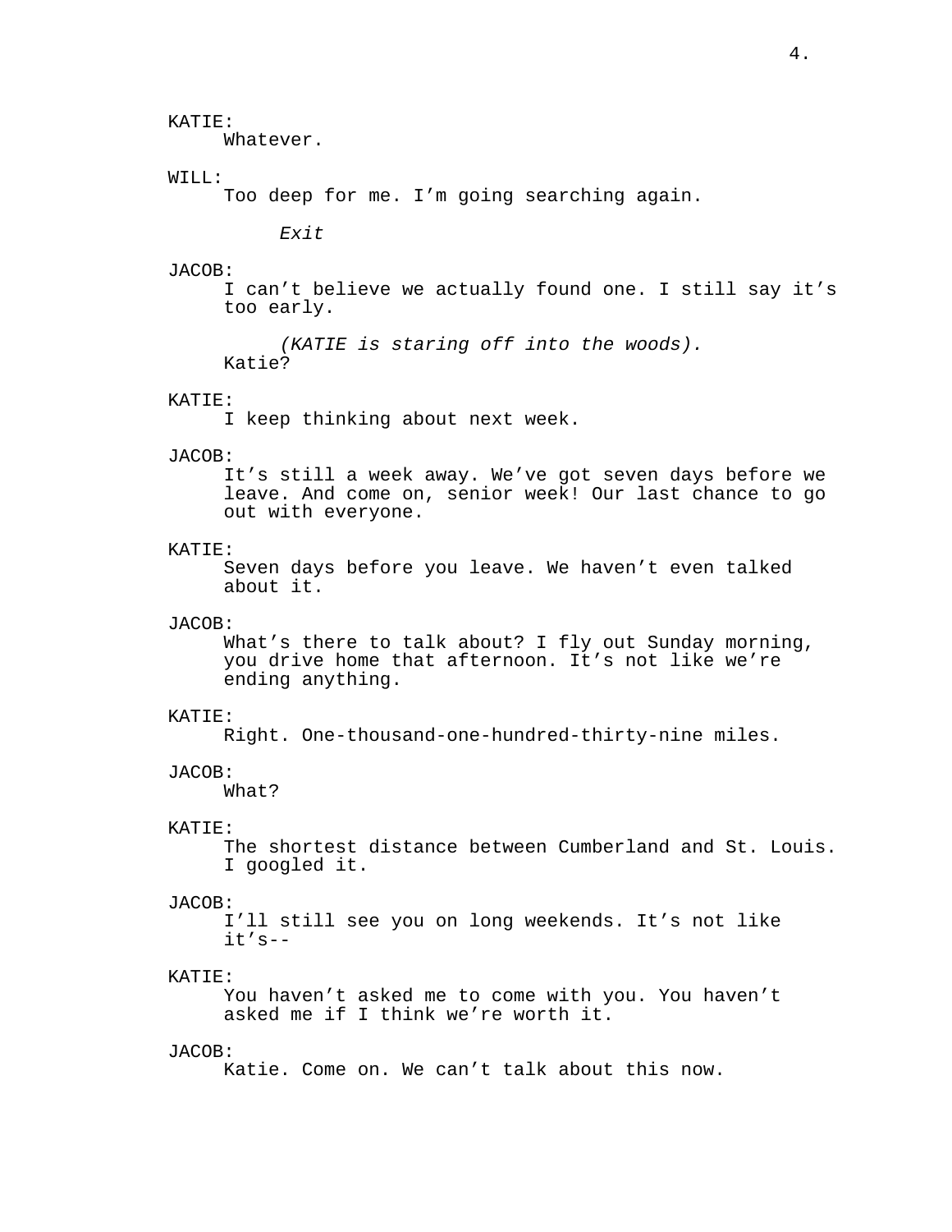KATIE:
Whatever.

WILL:
Too deep for me. I’m going searching again.

*Exit*

JACOB:
I can’t believe we actually found one. I still say it’s too early.

*(KATIE is staring off into the woods).*

Katie?

KATIE:
I keep thinking about next week.

JACOB:
It’s still a week away. We’ve got seven days before we leave. And come on, senior week! Our last chance to go out with everyone.

KATIE:
Seven days before you leave. We haven’t even talked about it.

JACOB:
What’s there to talk about? I fly out Sunday morning, you drive home that afternoon. It’s not like we’re ending anything.

KATIE:
Right. One-thousand-one-hundred-thirty-nine miles.

JACOB:
What?

KATIE:
The shortest distance between Cumberland and St. Louis. I googled it.

JACOB:
I’ll still see you on long weekends. It’s not like it’s--

KATIE:
You haven’t asked me to come with you. You haven’t asked me if I think we’re worth it.

JACOB:
Katie. Come on. We can’t talk about this now.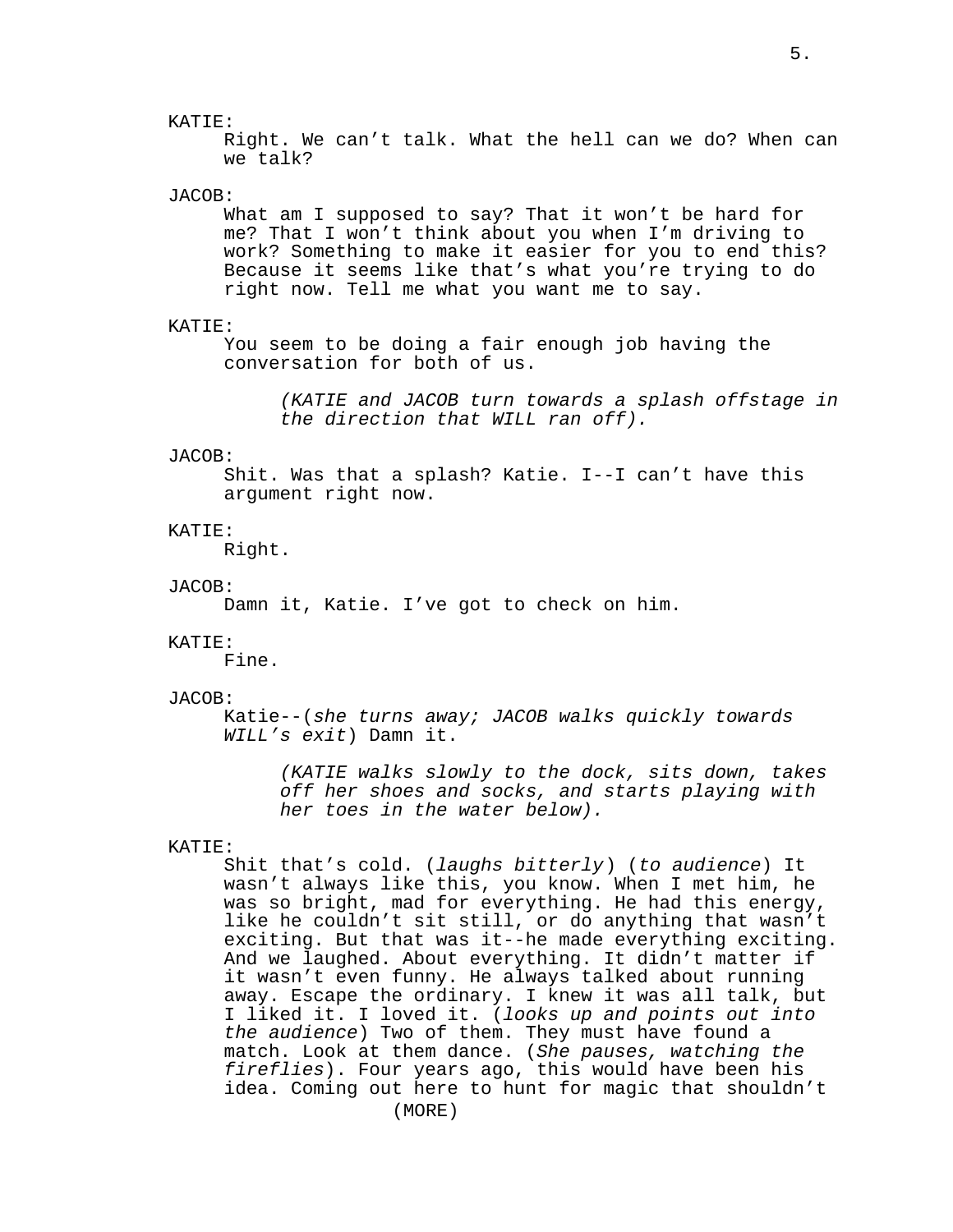KATIE:

Right. We can't talk. What the hell can we do? When can we talk?

JACOB:

What am I supposed to say? That it won't be hard for me? That I won't think about you when I'm driving to work? Something to make it easier for you to end this? Because it seems like that's what you're trying to do right now. Tell me what you want me to say.

KATIE:

You seem to be doing a fair enough job having the conversation for both of us.

*(KATIE and JACOB turn towards a splash offstage in the direction that WILL ran off).*

JACOB:

Shit. Was that a splash? Katie. I--I can't have this argument right now.

KATIE:

Right.

JACOB:

Damn it, Katie. I've got to check on him.

KATIE:

Fine.

JACOB:

Katie--(*she turns away; JACOB walks quickly towards WILL's exit*) Damn it.

*(KATIE walks slowly to the dock, sits down, takes off her shoes and socks, and starts playing with her toes in the water below).*

KATIE:

Shit that's cold. (*laughs bitterly*) (*to audience*) It wasn't always like this, you know. When I met him, he was so bright, mad for everything. He had this energy, like he couldn't sit still, or do anything that wasn't exciting. But that was it--he made everything exciting. And we laughed. About everything. It didn't matter if it wasn't even funny. He always talked about running away. Escape the ordinary. I knew it was all talk, but I liked it. I loved it. (*looks up and points out into the audience*) Two of them. They must have found a match. Look at them dance. (*She pauses, watching the fireflies*). Four years ago, this would have been his idea. Coming out here to hunt for magic that shouldn't

(MORE)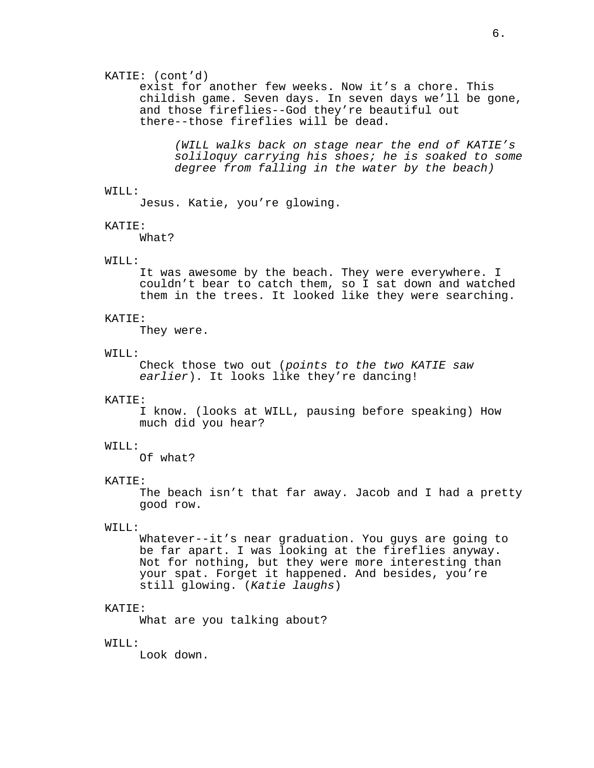KATIE: (cont'd)
exist for another few weeks. Now it's a chore. This childish game. Seven days. In seven days we'll be gone, and those fireflies--God they're beautiful out there--those fireflies will be dead.

*(WILL walks back on stage near the end of KATIE's soliloquy carrying his shoes; he is soaked to some degree from falling in the water by the beach)*

WILL:
Jesus. Katie, you're glowing.

KATIE:
What?

WILL:
It was awesome by the beach. They were everywhere. I couldn't bear to catch them, so I sat down and watched them in the trees. It looked like they were searching.

KATIE:
They were.

WILL:
Check those two out (*points to the two KATIE saw earlier*). It looks like they're dancing!

KATIE:
I know. (looks at WILL, pausing before speaking) How much did you hear?

WILL:
Of what?

KATIE:
The beach isn't that far away. Jacob and I had a pretty good row.

WILL:
Whatever--it's near graduation. You guys are going to be far apart. I was looking at the fireflies anyway. Not for nothing, but they were more interesting than your spat. Forget it happened. And besides, you're still glowing. (*Katie laughs*)

KATIE:
What are you talking about?

WILL:
Look down.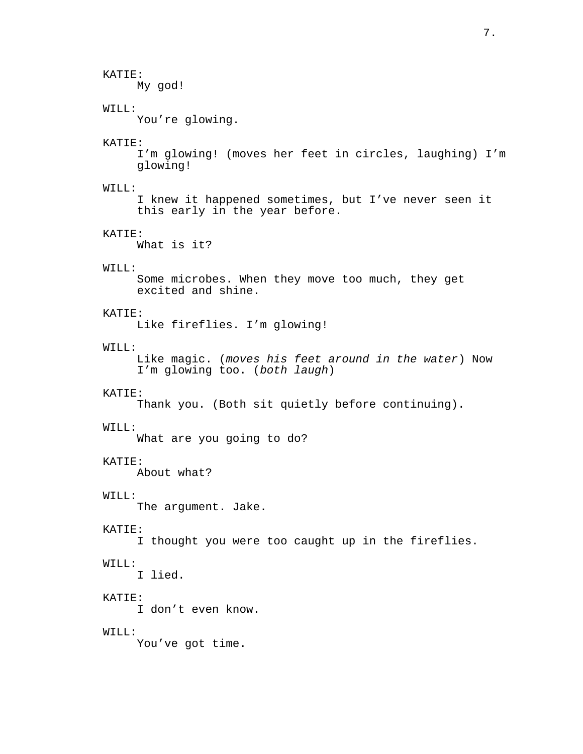KATIE:
My god!

WILL:
You're glowing.

KATIE:
I'm glowing! (moves her feet in circles, laughing) I'm glowing!

WILL:
I knew it happened sometimes, but I've never seen it this early in the year before.

KATIE:
What is it?

WILL:
Some microbes. When they move too much, they get excited and shine.

KATIE:
Like fireflies. I'm glowing!

WILL:
Like magic. (*moves his feet around in the water*) Now I'm glowing too. (*both laugh*)

KATIE:
Thank you. (Both sit quietly before continuing).

WILL:
What are you going to do?

KATIE:
About what?

WILL:
The argument. Jake.

KATIE:
I thought you were too caught up in the fireflies.

WILL:
I lied.

KATIE:
I don't even know.

WILL:
You've got time.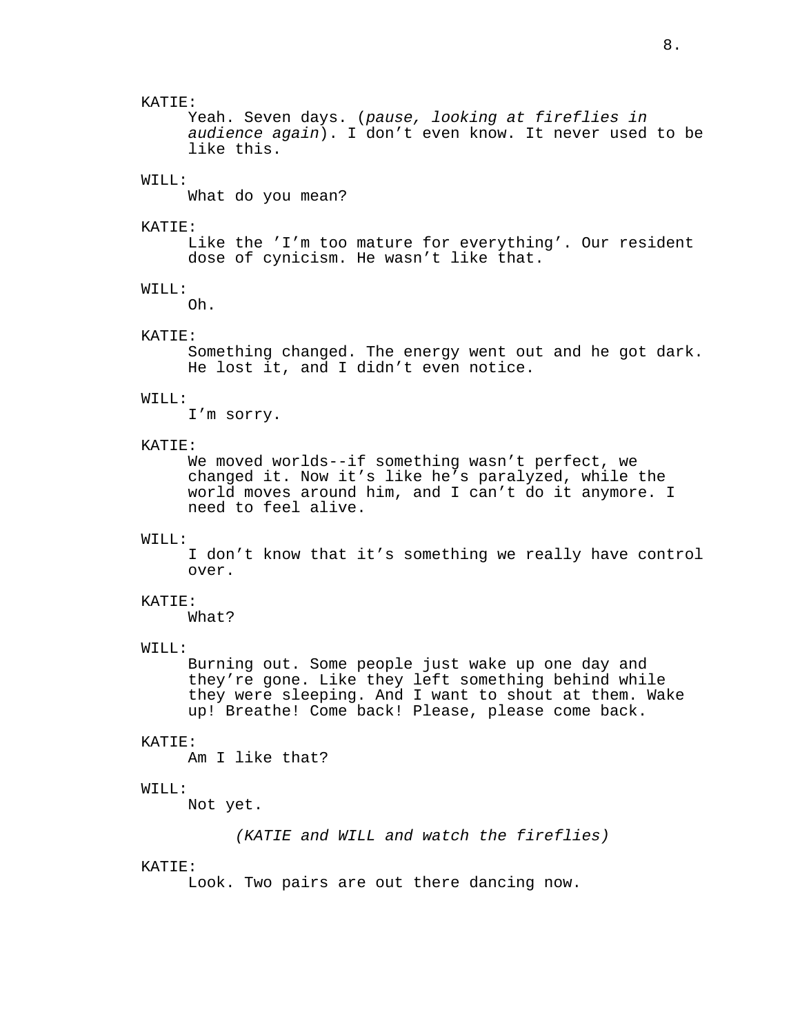KATIE:
Yeah. Seven days. (*pause, looking at fireflies in audience again*). I don't even know. It never used to be like this.

WILL:
What do you mean?

KATIE:
Like the 'I'm too mature for everything'. Our resident dose of cynicism. He wasn't like that.

WILL:
Oh.

KATIE:
Something changed. The energy went out and he got dark. He lost it, and I didn't even notice.

WILL:
I'm sorry.

KATIE:
We moved worlds--if something wasn't perfect, we changed it. Now it's like he's paralyzed, while the world moves around him, and I can't do it anymore. I need to feel alive.

WILL:
I don't know that it's something we really have control over.

KATIE:
What?

WILL:
Burning out. Some people just wake up one day and they're gone. Like they left something behind while they were sleeping. And I want to shout at them. Wake up! Breathe! Come back! Please, please come back.

KATIE:
Am I like that?

WILL:
Not yet.

*(KATIE and WILL and watch the fireflies)*

KATIE:
Look. Two pairs are out there dancing now.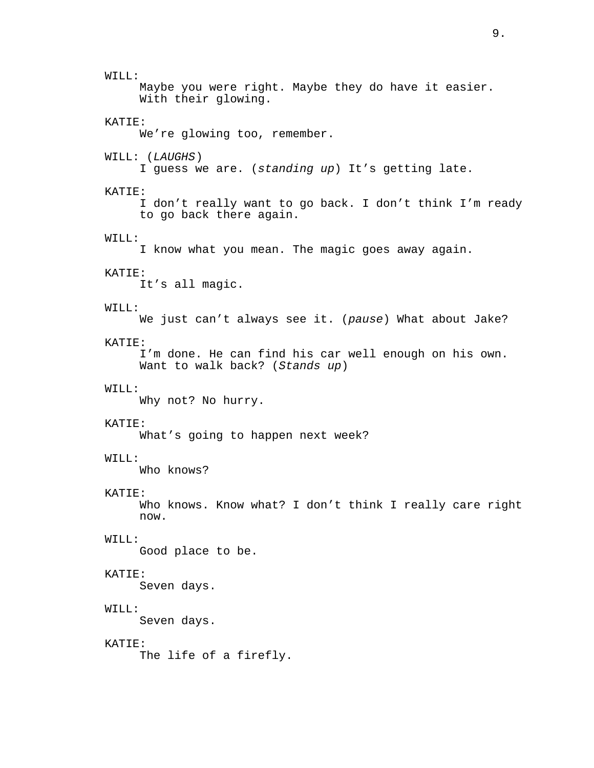WILL:
Maybe you were right. Maybe they do have it easier. With their glowing.

KATIE:
We're glowing too, remember.

WILL: (*LAUGHS*)
I guess we are. (*standing up*) It's getting late.

KATIE:
I don't really want to go back. I don't think I'm ready to go back there again.

WILL:
I know what you mean. The magic goes away again.

KATIE:
It's all magic.

WILL:
We just can't always see it. (*pause*) What about Jake?

KATIE:
I'm done. He can find his car well enough on his own. Want to walk back? (*Stands up*)

WILL:
Why not? No hurry.

KATIE:
What's going to happen next week?

WILL:
Who knows?

KATIE:
Who knows. Know what? I don't think I really care right now.

WILL:
Good place to be.

KATIE:
Seven days.

WILL:
Seven days.

KATIE:
The life of a firefly.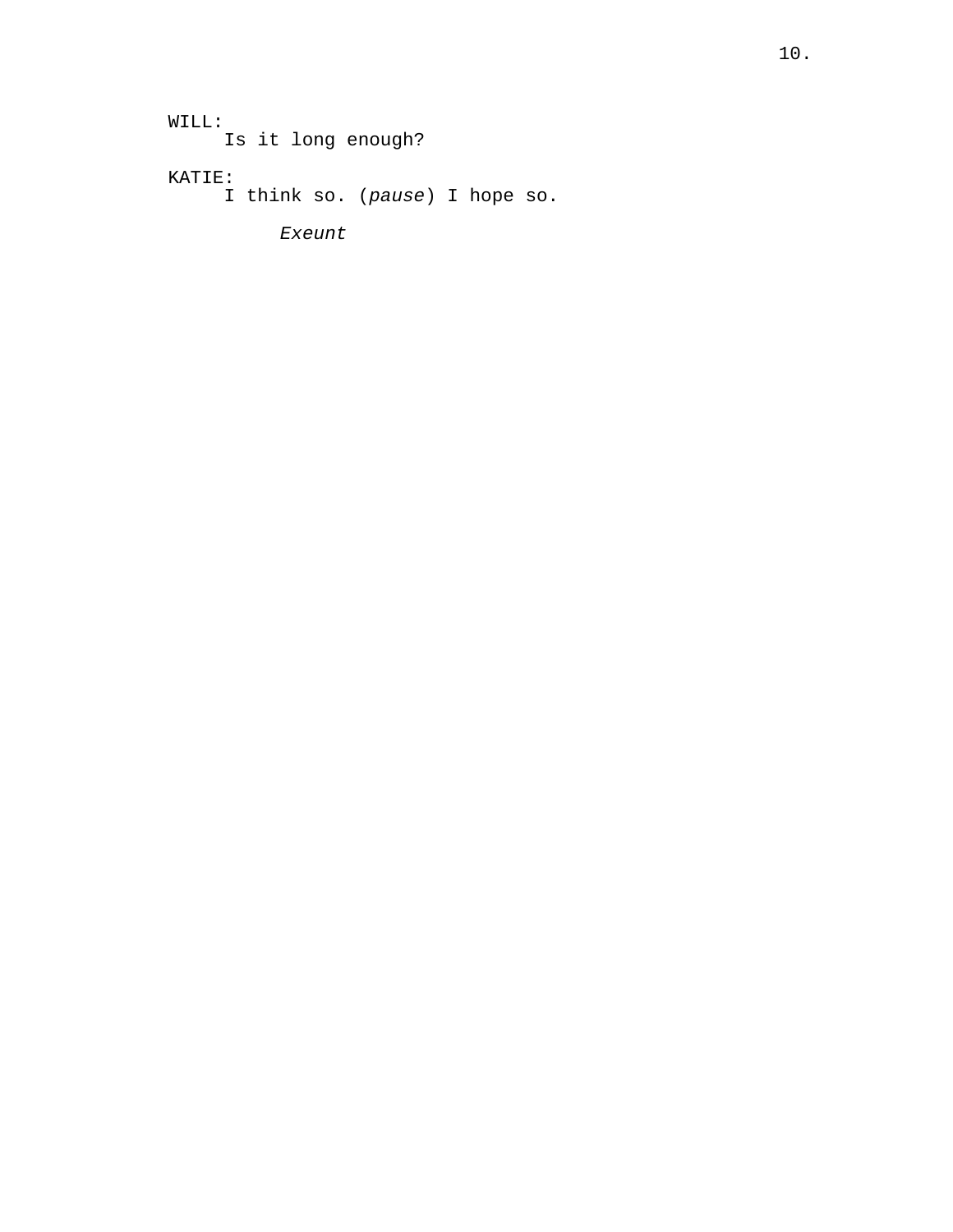WILL:
Is it long enough?

KATIE:
I think so. (*pause*) I hope so.

*Exeunt*